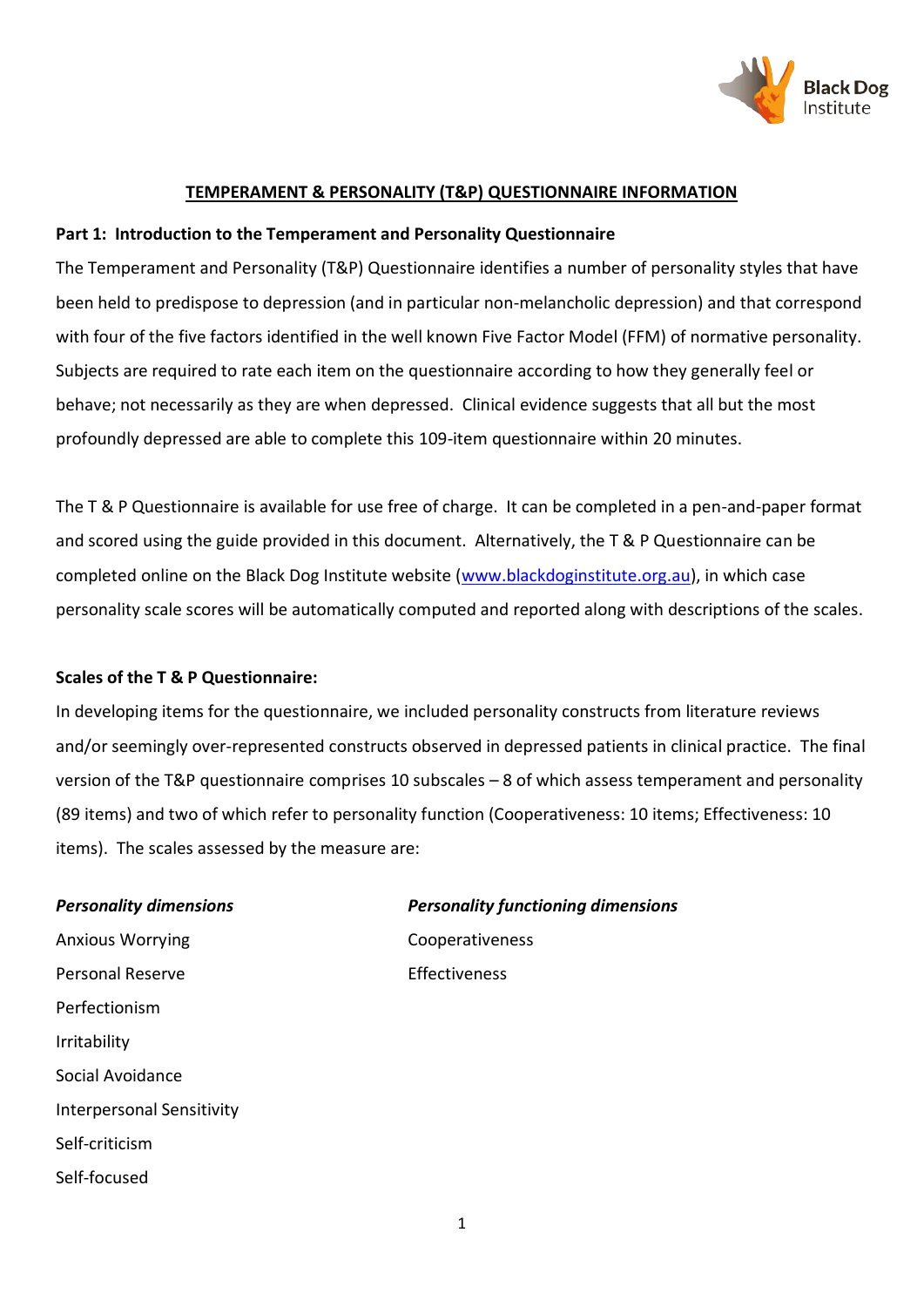# TEMPERAMENT & PERSONALITY (T&P) QUESTIONNAIRE INFORMATION

## Part 1: Introduction to the Temperament and Personality Questionnaire

The Temperament and Personality (T&P) Questionnaire identifies a number of personality styles that have been held to predispose to depression (and in particular non-melancholic depression) and that correspond with four of the five factors identified in the well known Five Factor Model (FFM) of normative personality. Subjects are required to rate each item on the questionnaire according to how they generally feel or behave; not necessarily as they are when depressed. Clinical evidence suggests that all but the most profoundly depressed are able to complete this 109-item questionnaire within 20 minutes.

The T & P Questionnaire is available for use free of charge. It can be completed in a pen-and-paper format and scored using the guide provided in this document. Alternatively, the T & P Questionnaire can be completed online on the Black Dog Institute website (www.blackdoginstitute.org.au), in which case personality scale scores will be automatically computed and reported along with descriptions of the scales.

### Scales of the T & P Questionnaire:

In developing items for the questionnaire, we included personality constructs from literature reviews and/or seemingly over-represented constructs observed in depressed patients in clinical practice. The final version of the T&P questionnaire comprises 10 subscales – 8 of which assess temperament and personality (89 items) and two of which refer to personality function (Cooperativeness: 10 items; Effectiveness: 10 items). The scales assessed by the measure are:

***Personality dimensions***

- Anxious Worrying
- Personal Reserve
- Perfectionism
- Irritability
- Social Avoidance
- Interpersonal Sensitivity
- Self-criticism
- Self-focused

***Personality functioning dimensions***

- Cooperativeness
- Effectiveness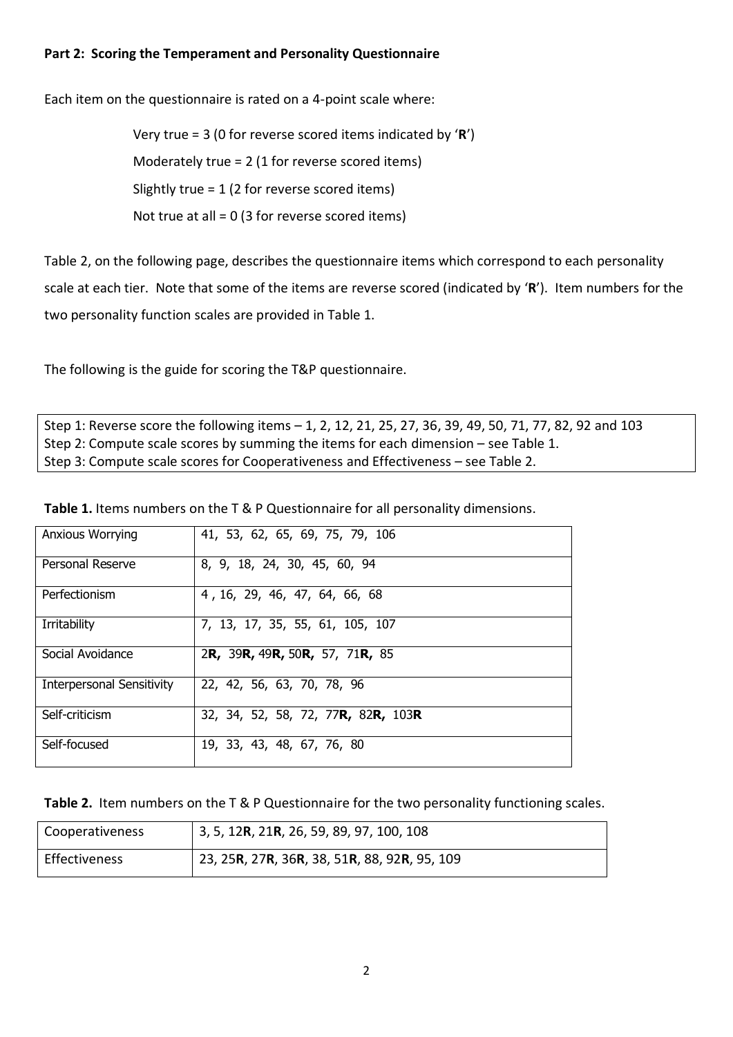**Part 2: Scoring the Temperament and Personality Questionnaire**

Each item on the questionnaire is rated on a 4-point scale where:

Very true = 3 (0 for reverse scored items indicated by '**R**')
Moderately true = 2 (1 for reverse scored items)
Slightly true = 1 (2 for reverse scored items)
Not true at all = 0 (3 for reverse scored items)

Table 2, on the following page, describes the questionnaire items which correspond to each personality scale at each tier. Note that some of the items are reverse scored (indicated by '**R**'). Item numbers for the two personality function scales are provided in Table 1.

The following is the guide for scoring the T&P questionnaire.

| Step 1: Reverse score the following items – 1, 2, 12, 21, 25, 27, 36, 39, 49, 50, 71, 77, 82, 92 and 103<br>Step 2: Compute scale scores by summing the items for each dimension – see Table 1.<br>Step 3: Compute scale scores for Cooperativeness and Effectiveness – see Table 2. |
|---|

**Table 1.** Items numbers on the T & P Questionnaire for all personality dimensions.

| | |
|---|---|
| Anxious Worrying | 41, 53, 62, 65, 69, 75, 79, 106 |
| Personal Reserve | 8, 9, 18, 24, 30, 45, 60, 94 |
| Perfectionism | 4 , 16, 29, 46, 47, 64, 66, 68 |
| Irritability | 7, 13, 17, 35, 55, 61, 105, 107 |
| Social Avoidance | 2**R,** 39**R,** 49**R,** 50**R,** 57, 71**R,** 85 |
| Interpersonal Sensitivity | 22, 42, 56, 63, 70, 78, 96 |
| Self-criticism | 32, 34, 52, 58, 72, 77**R,** 82**R,** 103**R** |
| Self-focused | 19, 33, 43, 48, 67, 76, 80 |

**Table 2.** Item numbers on the T & P Questionnaire for the two personality functioning scales.

| | |
|---|---|
| Cooperativeness | 3, 5, 12**R**, 21**R**, 26, 59, 89, 97, 100, 108 |
| Effectiveness | 23, 25**R**, 27**R**, 36**R**, 38, 51**R**, 88, 92**R**, 95, 109 |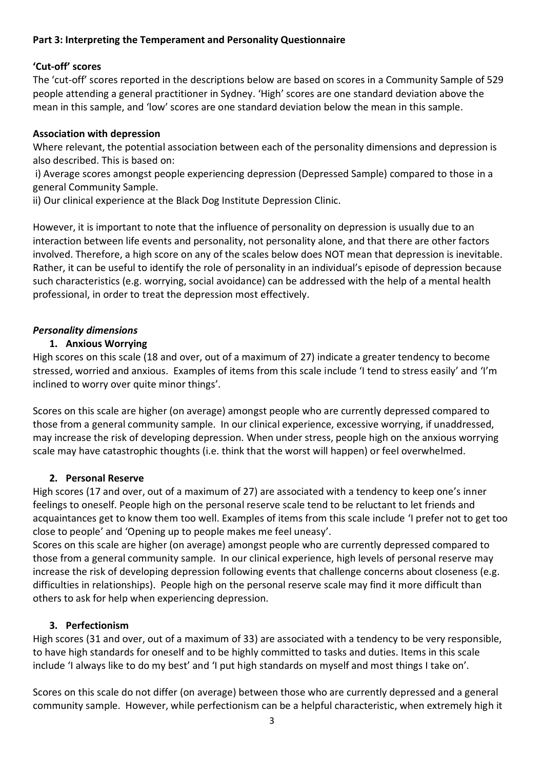## Part 3: Interpreting the Temperament and Personality Questionnaire

### 'Cut-off' scores

The 'cut-off' scores reported in the descriptions below are based on scores in a Community Sample of 529 people attending a general practitioner in Sydney. 'High' scores are one standard deviation above the mean in this sample, and 'low' scores are one standard deviation below the mean in this sample.

### Association with depression

Where relevant, the potential association between each of the personality dimensions and depression is also described. This is based on:

i) Average scores amongst people experiencing depression (Depressed Sample) compared to those in a general Community Sample.

ii) Our clinical experience at the Black Dog Institute Depression Clinic.

However, it is important to note that the influence of personality on depression is usually due to an interaction between life events and personality, not personality alone, and that there are other factors involved. Therefore, a high score on any of the scales below does NOT mean that depression is inevitable. Rather, it can be useful to identify the role of personality in an individual's episode of depression because such characteristics (e.g. worrying, social avoidance) can be addressed with the help of a mental health professional, in order to treat the depression most effectively.

### *Personality dimensions*

#### 1. Anxious Worrying

High scores on this scale (18 and over, out of a maximum of 27) indicate a greater tendency to become stressed, worried and anxious. Examples of items from this scale include 'I tend to stress easily' and 'I'm inclined to worry over quite minor things'.

Scores on this scale are higher (on average) amongst people who are currently depressed compared to those from a general community sample. In our clinical experience, excessive worrying, if unaddressed, may increase the risk of developing depression. When under stress, people high on the anxious worrying scale may have catastrophic thoughts (i.e. think that the worst will happen) or feel overwhelmed.

#### 2. Personal Reserve

High scores (17 and over, out of a maximum of 27) are associated with a tendency to keep one's inner feelings to oneself. People high on the personal reserve scale tend to be reluctant to let friends and acquaintances get to know them too well. Examples of items from this scale include 'I prefer not to get too close to people' and 'Opening up to people makes me feel uneasy'.

Scores on this scale are higher (on average) amongst people who are currently depressed compared to those from a general community sample. In our clinical experience, high levels of personal reserve may increase the risk of developing depression following events that challenge concerns about closeness (e.g. difficulties in relationships). People high on the personal reserve scale may find it more difficult than others to ask for help when experiencing depression.

#### 3. Perfectionism

High scores (31 and over, out of a maximum of 33) are associated with a tendency to be very responsible, to have high standards for oneself and to be highly committed to tasks and duties. Items in this scale include 'I always like to do my best' and 'I put high standards on myself and most things I take on'.

Scores on this scale do not differ (on average) between those who are currently depressed and a general community sample. However, while perfectionism can be a helpful characteristic, when extremely high it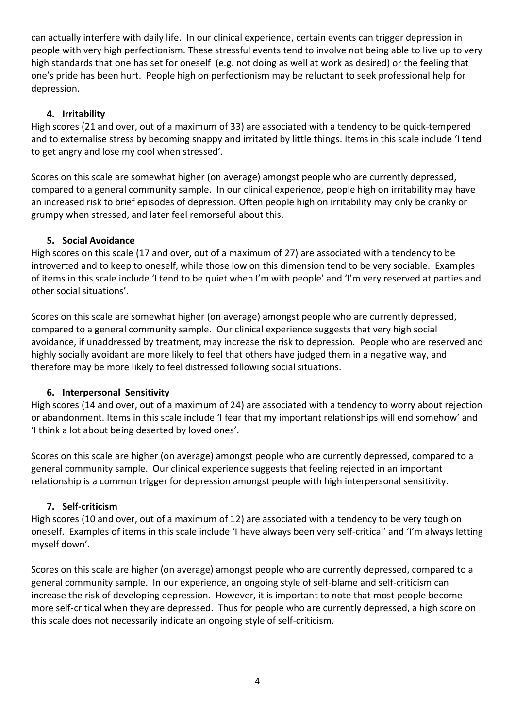can actually interfere with daily life. In our clinical experience, certain events can trigger depression in people with very high perfectionism. These stressful events tend to involve not being able to live up to very high standards that one has set for oneself (e.g. not doing as well at work as desired) or the feeling that one's pride has been hurt. People high on perfectionism may be reluctant to seek professional help for depression.

### 4. Irritability

High scores (21 and over, out of a maximum of 33) are associated with a tendency to be quick-tempered and to externalise stress by becoming snappy and irritated by little things. Items in this scale include 'I tend to get angry and lose my cool when stressed'.

Scores on this scale are somewhat higher (on average) amongst people who are currently depressed, compared to a general community sample. In our clinical experience, people high on irritability may have an increased risk to brief episodes of depression. Often people high on irritability may only be cranky or grumpy when stressed, and later feel remorseful about this.

### 5. Social Avoidance

High scores on this scale (17 and over, out of a maximum of 27) are associated with a tendency to be introverted and to keep to oneself, while those low on this dimension tend to be very sociable. Examples of items in this scale include 'I tend to be quiet when I'm with people' and 'I'm very reserved at parties and other social situations'.

Scores on this scale are somewhat higher (on average) amongst people who are currently depressed, compared to a general community sample. Our clinical experience suggests that very high social avoidance, if unaddressed by treatment, may increase the risk to depression. People who are reserved and highly socially avoidant are more likely to feel that others have judged them in a negative way, and therefore may be more likely to feel distressed following social situations.

### 6. Interpersonal Sensitivity

High scores (14 and over, out of a maximum of 24) are associated with a tendency to worry about rejection or abandonment. Items in this scale include 'I fear that my important relationships will end somehow' and 'I think a lot about being deserted by loved ones'.

Scores on this scale are higher (on average) amongst people who are currently depressed, compared to a general community sample. Our clinical experience suggests that feeling rejected in an important relationship is a common trigger for depression amongst people with high interpersonal sensitivity.

### 7. Self-criticism

High scores (10 and over, out of a maximum of 12) are associated with a tendency to be very tough on oneself. Examples of items in this scale include 'I have always been very self-critical' and 'I'm always letting myself down'.

Scores on this scale are higher (on average) amongst people who are currently depressed, compared to a general community sample. In our experience, an ongoing style of self-blame and self-criticism can increase the risk of developing depression. However, it is important to note that most people become more self-critical when they are depressed. Thus for people who are currently depressed, a high score on this scale does not necessarily indicate an ongoing style of self-criticism.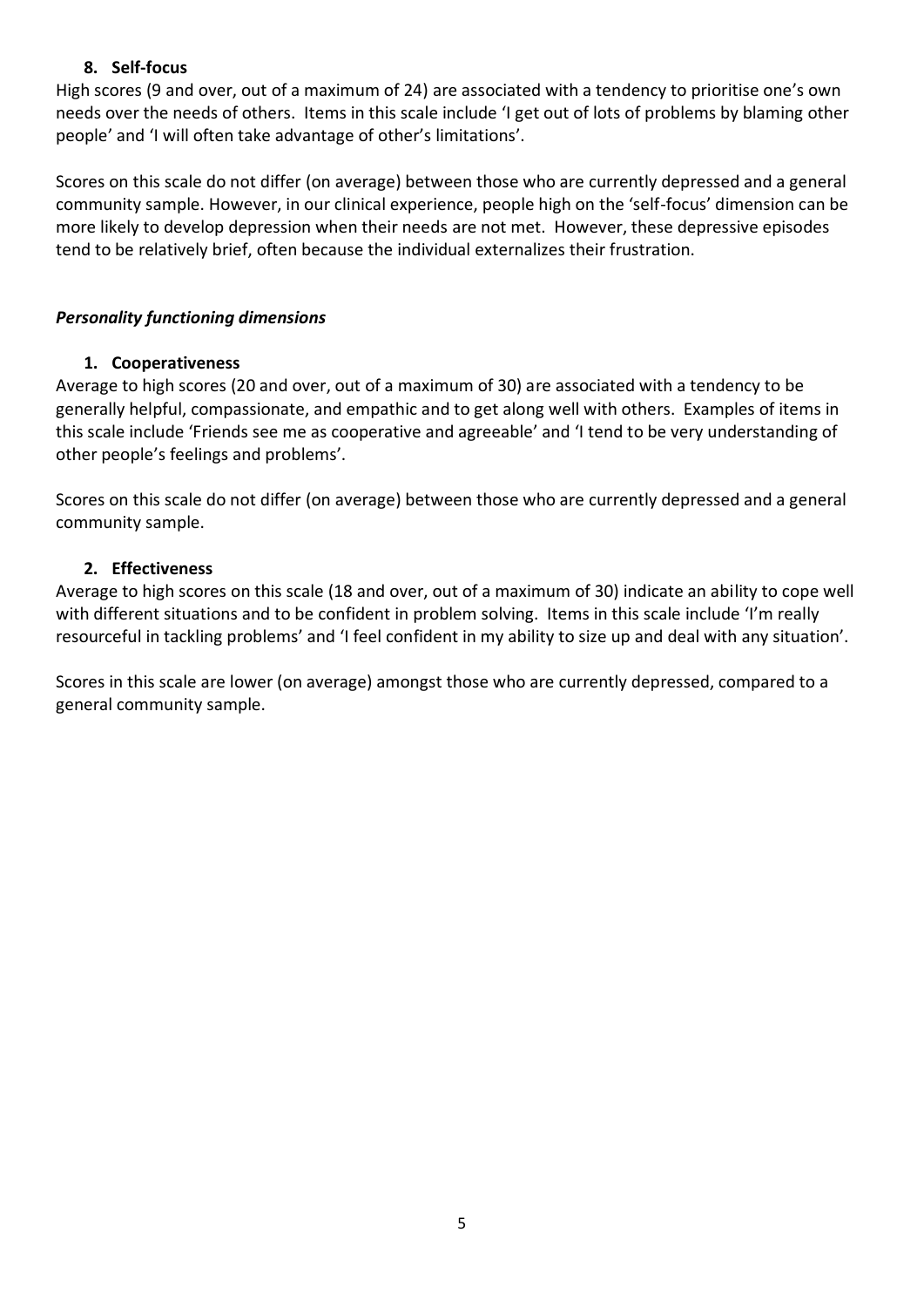8. **Self-focus**

High scores (9 and over, out of a maximum of 24) are associated with a tendency to prioritise one's own needs over the needs of others. Items in this scale include 'I get out of lots of problems by blaming other people' and 'I will often take advantage of other's limitations'.

Scores on this scale do not differ (on average) between those who are currently depressed and a general community sample. However, in our clinical experience, people high on the 'self-focus' dimension can be more likely to develop depression when their needs are not met. However, these depressive episodes tend to be relatively brief, often because the individual externalizes their frustration.

### *Personality functioning dimensions*

1. **Cooperativeness**

Average to high scores (20 and over, out of a maximum of 30) are associated with a tendency to be generally helpful, compassionate, and empathic and to get along well with others. Examples of items in this scale include 'Friends see me as cooperative and agreeable' and 'I tend to be very understanding of other people's feelings and problems'.

Scores on this scale do not differ (on average) between those who are currently depressed and a general community sample.

2. **Effectiveness**

Average to high scores on this scale (18 and over, out of a maximum of 30) indicate an ability to cope well with different situations and to be confident in problem solving. Items in this scale include 'I'm really resourceful in tackling problems' and 'I feel confident in my ability to size up and deal with any situation'.

Scores in this scale are lower (on average) amongst those who are currently depressed, compared to a general community sample.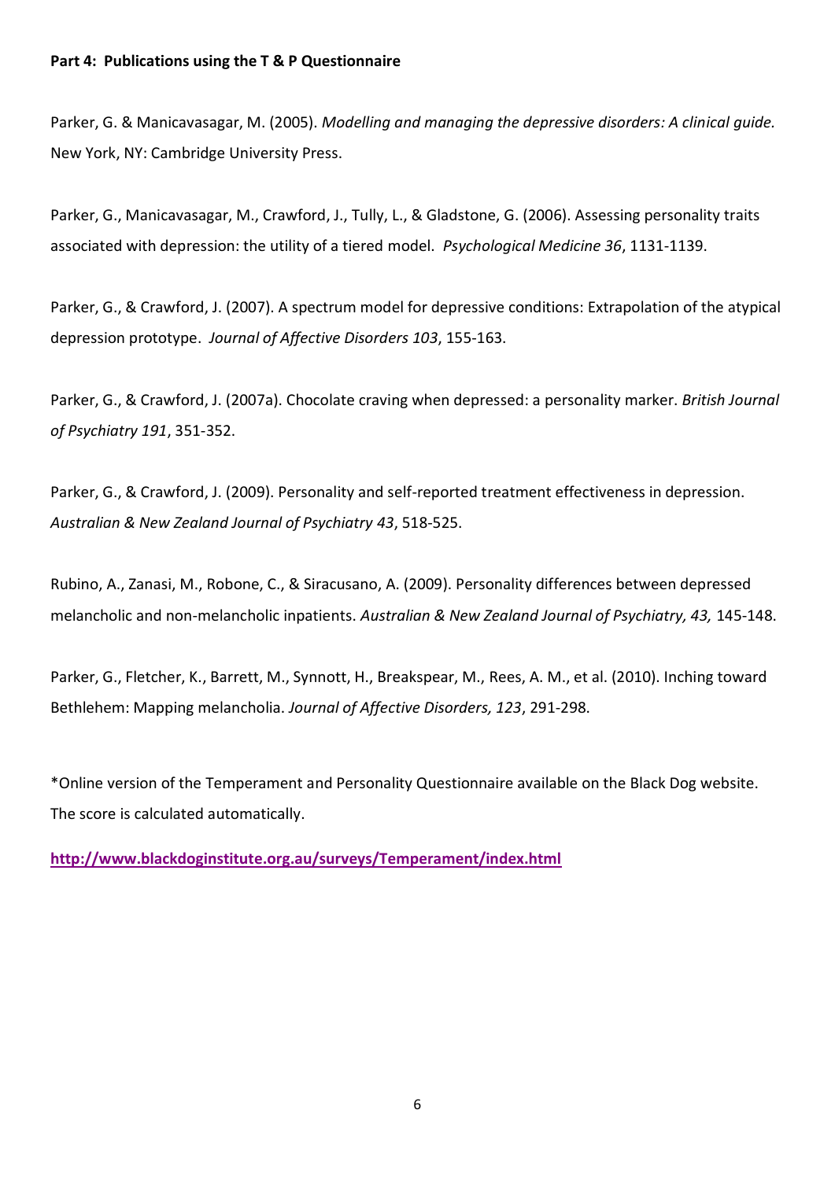**Part 4: Publications using the T & P Questionnaire**

Parker, G. & Manicavasagar, M. (2005). *Modelling and managing the depressive disorders: A clinical guide.* New York, NY: Cambridge University Press.

Parker, G., Manicavasagar, M., Crawford, J., Tully, L., & Gladstone, G. (2006). Assessing personality traits associated with depression: the utility of a tiered model. *Psychological Medicine 36*, 1131-1139.

Parker, G., & Crawford, J. (2007). A spectrum model for depressive conditions: Extrapolation of the atypical depression prototype. *Journal of Affective Disorders 103*, 155-163.

Parker, G., & Crawford, J. (2007a). Chocolate craving when depressed: a personality marker. *British Journal of Psychiatry 191*, 351-352.

Parker, G., & Crawford, J. (2009). Personality and self-reported treatment effectiveness in depression. *Australian & New Zealand Journal of Psychiatry 43*, 518-525.

Rubino, A., Zanasi, M., Robone, C., & Siracusano, A. (2009). Personality differences between depressed melancholic and non-melancholic inpatients. *Australian & New Zealand Journal of Psychiatry, 43,* 145-148.

Parker, G., Fletcher, K., Barrett, M., Synnott, H., Breakspear, M., Rees, A. M., et al. (2010). Inching toward Bethlehem: Mapping melancholia. *Journal of Affective Disorders, 123*, 291-298.

*Online version of the Temperament and Personality Questionnaire available on the Black Dog website. The score is calculated automatically.

**http://www.blackdoginstitute.org.au/surveys/Temperament/index.html**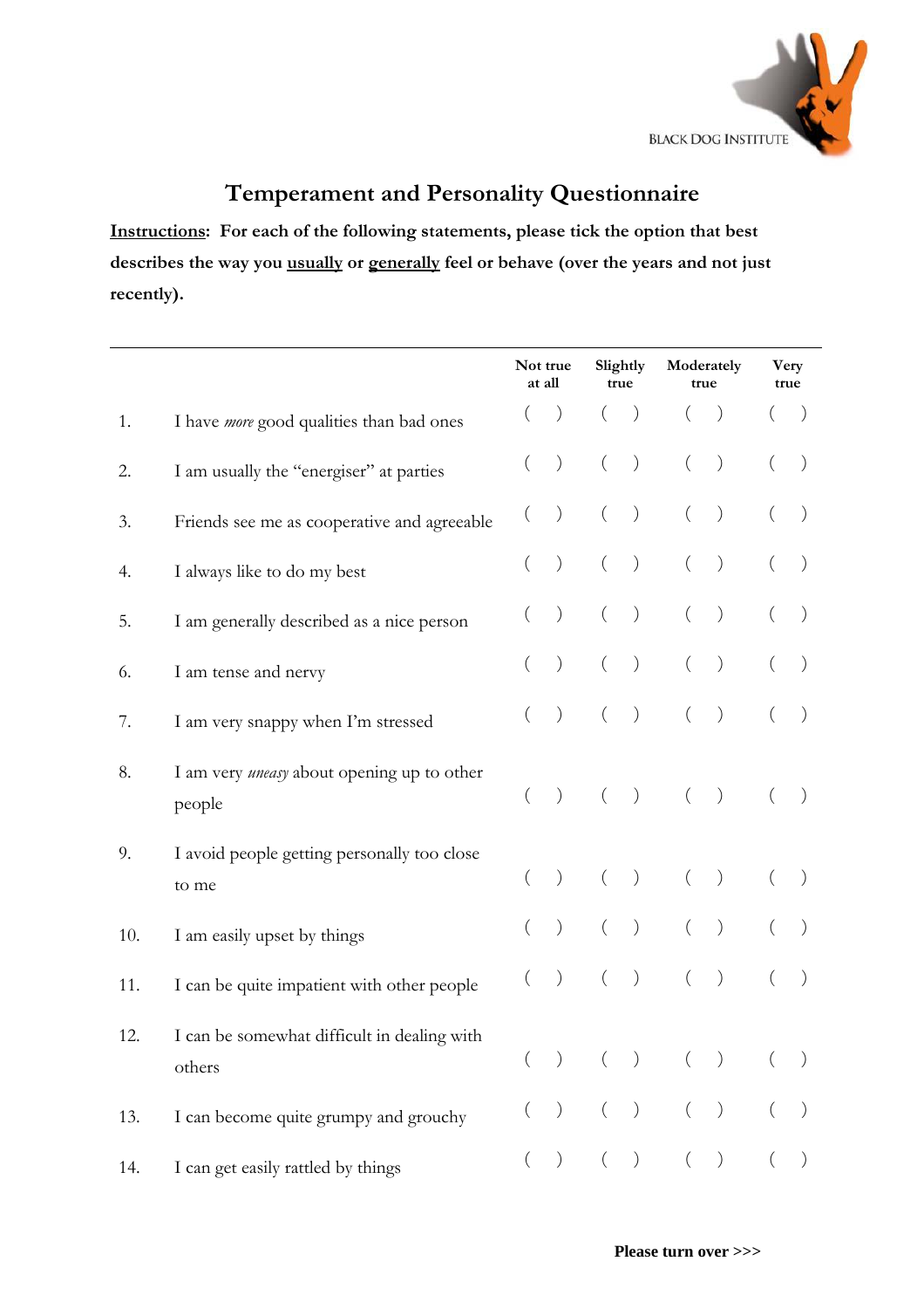BLACK DOG INSTITUTE

# Temperament and Personality Questionnaire

**Instructions: For each of the following statements, please tick the option that best describes the way you usually or generally feel or behave (over the years and not just recently).**

| | | Not true at all | Slightly true | Moderately true | Very true |
|---|---|---|---|---|---|
| 1. | I have *more* good qualities than bad ones | ( ) | ( ) | ( ) | ( ) |
| 2. | I am usually the "energiser" at parties | ( ) | ( ) | ( ) | ( ) |
| 3. | Friends see me as cooperative and agreeable | ( ) | ( ) | ( ) | ( ) |
| 4. | I always like to do my best | ( ) | ( ) | ( ) | ( ) |
| 5. | I am generally described as a nice person | ( ) | ( ) | ( ) | ( ) |
| 6. | I am tense and nervy | ( ) | ( ) | ( ) | ( ) |
| 7. | I am very snappy when I'm stressed | ( ) | ( ) | ( ) | ( ) |
| 8. | I am very *uneasy* about opening up to other people | ( ) | ( ) | ( ) | ( ) |
| 9. | I avoid people getting personally too close to me | ( ) | ( ) | ( ) | ( ) |
| 10. | I am easily upset by things | ( ) | ( ) | ( ) | ( ) |
| 11. | I can be quite impatient with other people | ( ) | ( ) | ( ) | ( ) |
| 12. | I can be somewhat difficult in dealing with others | ( ) | ( ) | ( ) | ( ) |
| 13. | I can become quite grumpy and grouchy | ( ) | ( ) | ( ) | ( ) |
| 14. | I can get easily rattled by things | ( ) | ( ) | ( ) | ( ) |

**Please turn over >>>**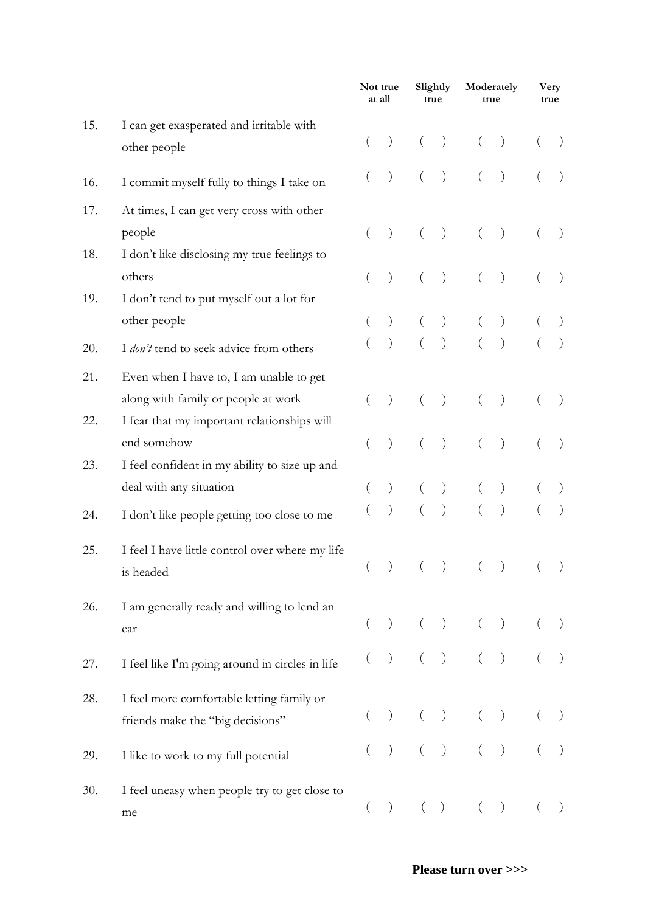| | | Not true at all | Slightly true | Moderately true | Very true |
|---|---|---|---|---|---|
| 15. | I can get exasperated and irritable with other people | ( ) | ( ) | ( ) | ( ) |
| 16. | I commit myself fully to things I take on | ( ) | ( ) | ( ) | ( ) |
| 17. | At times, I can get very cross with other people | ( ) | ( ) | ( ) | ( ) |
| 18. | I don't like disclosing my true feelings to others | ( ) | ( ) | ( ) | ( ) |
| 19. | I don't tend to put myself out a lot for other people | ( ) | ( ) | ( ) | ( ) |
| 20. | I *don't* tend to seek advice from others | ( ) | ( ) | ( ) | ( ) |
| 21. | Even when I have to, I am unable to get along with family or people at work | ( ) | ( ) | ( ) | ( ) |
| 22. | I fear that my important relationships will end somehow | ( ) | ( ) | ( ) | ( ) |
| 23. | I feel confident in my ability to size up and deal with any situation | ( ) | ( ) | ( ) | ( ) |
| 24. | I don't like people getting too close to me | ( ) | ( ) | ( ) | ( ) |
| 25. | I feel I have little control over where my life is headed | ( ) | ( ) | ( ) | ( ) |
| 26. | I am generally ready and willing to lend an ear | ( ) | ( ) | ( ) | ( ) |
| 27. | I feel like I'm going around in circles in life | ( ) | ( ) | ( ) | ( ) |
| 28. | I feel more comfortable letting family or friends make the "big decisions" | ( ) | ( ) | ( ) | ( ) |
| 29. | I like to work to my full potential | ( ) | ( ) | ( ) | ( ) |
| 30. | I feel uneasy when people try to get close to me | ( ) | ( ) | ( ) | ( ) |

**Please turn over >>>**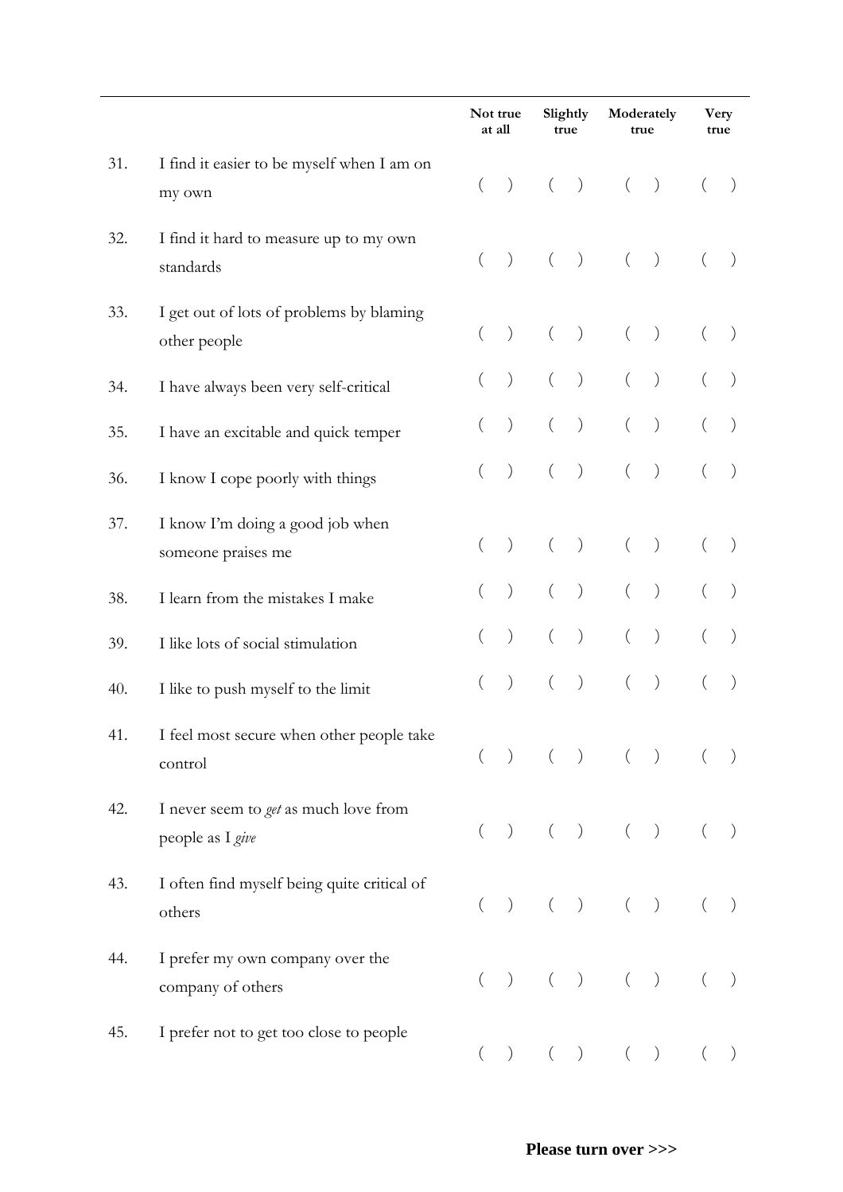| | | Not true at all | Slightly true | Moderately true | Very true |
|---|---|---|---|---|---|
| 31. | I find it easier to be myself when I am on my own | ( ) | ( ) | ( ) | ( ) |
| 32. | I find it hard to measure up to my own standards | ( ) | ( ) | ( ) | ( ) |
| 33. | I get out of lots of problems by blaming other people | ( ) | ( ) | ( ) | ( ) |
| 34. | I have always been very self-critical | ( ) | ( ) | ( ) | ( ) |
| 35. | I have an excitable and quick temper | ( ) | ( ) | ( ) | ( ) |
| 36. | I know I cope poorly with things | ( ) | ( ) | ( ) | ( ) |
| 37. | I know I'm doing a good job when someone praises me | ( ) | ( ) | ( ) | ( ) |
| 38. | I learn from the mistakes I make | ( ) | ( ) | ( ) | ( ) |
| 39. | I like lots of social stimulation | ( ) | ( ) | ( ) | ( ) |
| 40. | I like to push myself to the limit | ( ) | ( ) | ( ) | ( ) |
| 41. | I feel most secure when other people take control | ( ) | ( ) | ( ) | ( ) |
| 42. | I never seem to *get* as much love from people as I *give* | ( ) | ( ) | ( ) | ( ) |
| 43. | I often find myself being quite critical of others | ( ) | ( ) | ( ) | ( ) |
| 44. | I prefer my own company over the company of others | ( ) | ( ) | ( ) | ( ) |
| 45. | I prefer not to get too close to people | ( ) | ( ) | ( ) | ( ) |

**Please turn over >>>**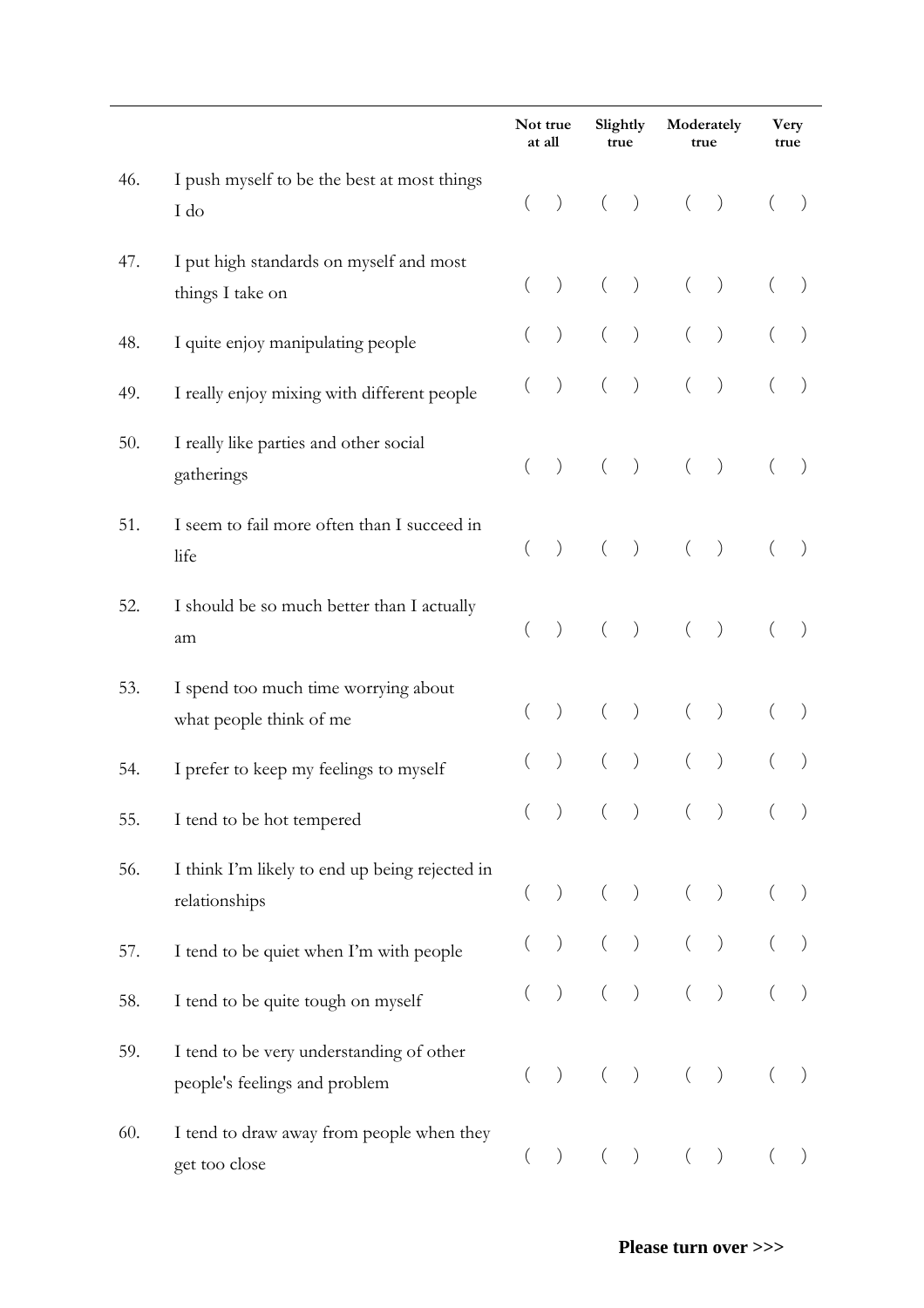| | | Not true at all | Slightly true | Moderately true | Very true |
|---|---|---|---|---|---|
| 46. | I push myself to be the best at most things I do | ( ) | ( ) | ( ) | ( ) |
| 47. | I put high standards on myself and most things I take on | ( ) | ( ) | ( ) | ( ) |
| 48. | I quite enjoy manipulating people | ( ) | ( ) | ( ) | ( ) |
| 49. | I really enjoy mixing with different people | ( ) | ( ) | ( ) | ( ) |
| 50. | I really like parties and other social gatherings | ( ) | ( ) | ( ) | ( ) |
| 51. | I seem to fail more often than I succeed in life | ( ) | ( ) | ( ) | ( ) |
| 52. | I should be so much better than I actually am | ( ) | ( ) | ( ) | ( ) |
| 53. | I spend too much time worrying about what people think of me | ( ) | ( ) | ( ) | ( ) |
| 54. | I prefer to keep my feelings to myself | ( ) | ( ) | ( ) | ( ) |
| 55. | I tend to be hot tempered | ( ) | ( ) | ( ) | ( ) |
| 56. | I think I'm likely to end up being rejected in relationships | ( ) | ( ) | ( ) | ( ) |
| 57. | I tend to be quiet when I'm with people | ( ) | ( ) | ( ) | ( ) |
| 58. | I tend to be quite tough on myself | ( ) | ( ) | ( ) | ( ) |
| 59. | I tend to be very understanding of other people's feelings and problem | ( ) | ( ) | ( ) | ( ) |
| 60. | I tend to draw away from people when they get too close | ( ) | ( ) | ( ) | ( ) |

**Please turn over >>>**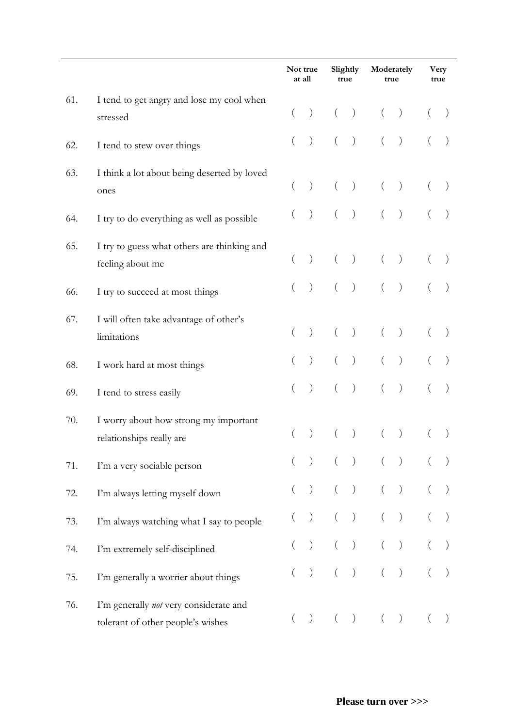| | | Not true at all | Slightly true | Moderately true | Very true |
|---|---|---|---|---|---|
| 61. | I tend to get angry and lose my cool when stressed | ( ) | ( ) | ( ) | ( ) |
| 62. | I tend to stew over things | ( ) | ( ) | ( ) | ( ) |
| 63. | I think a lot about being deserted by loved ones | ( ) | ( ) | ( ) | ( ) |
| 64. | I try to do everything as well as possible | ( ) | ( ) | ( ) | ( ) |
| 65. | I try to guess what others are thinking and feeling about me | ( ) | ( ) | ( ) | ( ) |
| 66. | I try to succeed at most things | ( ) | ( ) | ( ) | ( ) |
| 67. | I will often take advantage of other's limitations | ( ) | ( ) | ( ) | ( ) |
| 68. | I work hard at most things | ( ) | ( ) | ( ) | ( ) |
| 69. | I tend to stress easily | ( ) | ( ) | ( ) | ( ) |
| 70. | I worry about how strong my important relationships really are | ( ) | ( ) | ( ) | ( ) |
| 71. | I'm a very sociable person | ( ) | ( ) | ( ) | ( ) |
| 72. | I'm always letting myself down | ( ) | ( ) | ( ) | ( ) |
| 73. | I'm always watching what I say to people | ( ) | ( ) | ( ) | ( ) |
| 74. | I'm extremely self-disciplined | ( ) | ( ) | ( ) | ( ) |
| 75. | I'm generally a worrier about things | ( ) | ( ) | ( ) | ( ) |
| 76. | I'm generally *not* very considerate and tolerant of other people's wishes | ( ) | ( ) | ( ) | ( ) |

**Please turn over >>>**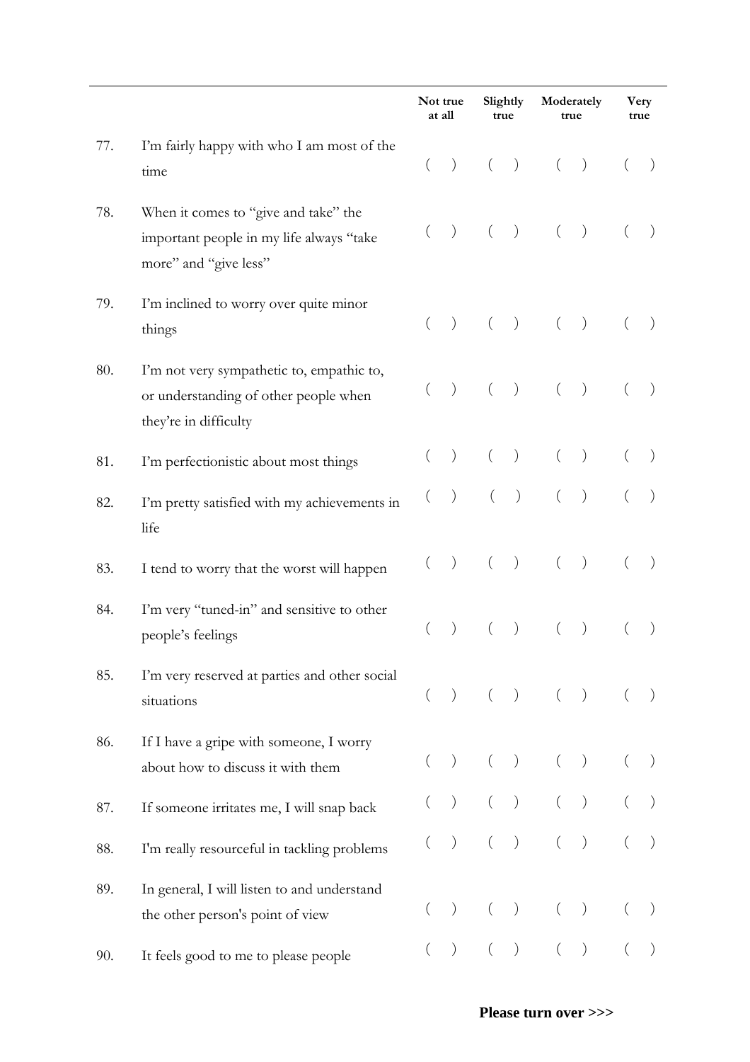| | | Not true at all | Slightly true | Moderately true | Very true |
|---|---|---|---|---|---|
| 77. | I'm fairly happy with who I am most of the time | ( ) | ( ) | ( ) | ( ) |
| 78. | When it comes to "give and take" the important people in my life always "take more" and "give less" | ( ) | ( ) | ( ) | ( ) |
| 79. | I'm inclined to worry over quite minor things | ( ) | ( ) | ( ) | ( ) |
| 80. | I'm not very sympathetic to, empathic to, or understanding of other people when they're in difficulty | ( ) | ( ) | ( ) | ( ) |
| 81. | I'm perfectionistic about most things | ( ) | ( ) | ( ) | ( ) |
| 82. | I'm pretty satisfied with my achievements in life | ( ) | ( ) | ( ) | ( ) |
| 83. | I tend to worry that the worst will happen | ( ) | ( ) | ( ) | ( ) |
| 84. | I'm very "tuned-in" and sensitive to other people's feelings | ( ) | ( ) | ( ) | ( ) |
| 85. | I'm very reserved at parties and other social situations | ( ) | ( ) | ( ) | ( ) |
| 86. | If I have a gripe with someone, I worry about how to discuss it with them | ( ) | ( ) | ( ) | ( ) |
| 87. | If someone irritates me, I will snap back | ( ) | ( ) | ( ) | ( ) |
| 88. | I'm really resourceful in tackling problems | ( ) | ( ) | ( ) | ( ) |
| 89. | In general, I will listen to and understand the other person's point of view | ( ) | ( ) | ( ) | ( ) |
| 90. | It feels good to me to please people | ( ) | ( ) | ( ) | ( ) |

**Please turn over >>>**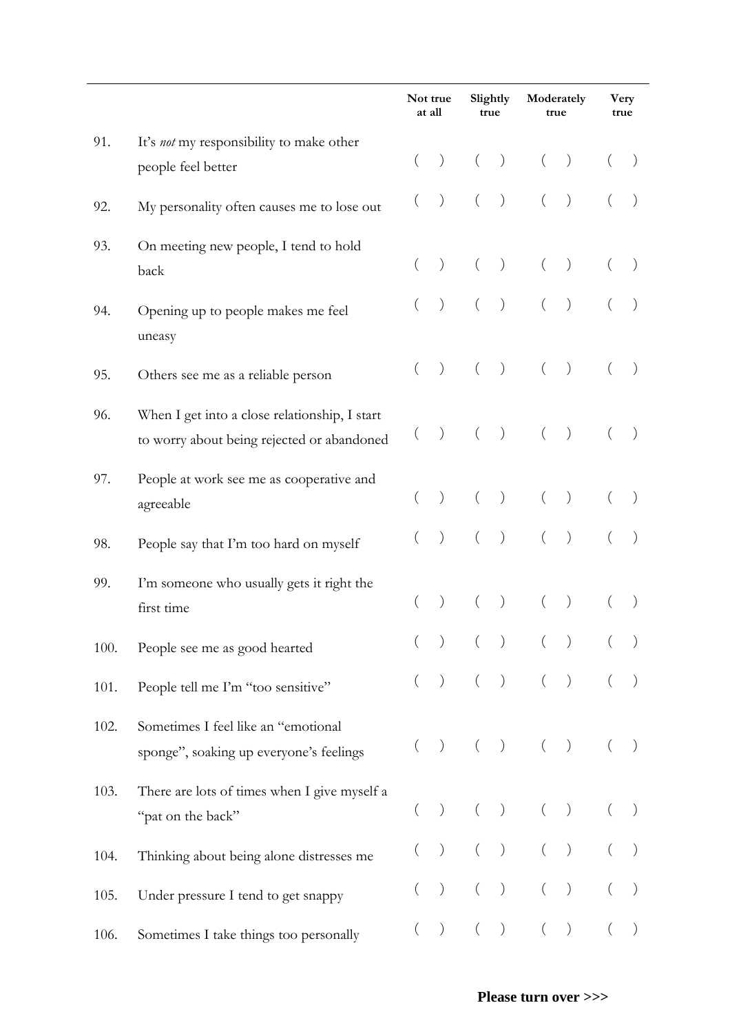| | | Not true at all | Slightly true | Moderately true | Very true |
|---|---|---|---|---|---|
| 91. | It's *not* my responsibility to make other people feel better | ( ) | ( ) | ( ) | ( ) |
| 92. | My personality often causes me to lose out | ( ) | ( ) | ( ) | ( ) |
| 93. | On meeting new people, I tend to hold back | ( ) | ( ) | ( ) | ( ) |
| 94. | Opening up to people makes me feel uneasy | ( ) | ( ) | ( ) | ( ) |
| 95. | Others see me as a reliable person | ( ) | ( ) | ( ) | ( ) |
| 96. | When I get into a close relationship, I start to worry about being rejected or abandoned | ( ) | ( ) | ( ) | ( ) |
| 97. | People at work see me as cooperative and agreeable | ( ) | ( ) | ( ) | ( ) |
| 98. | People say that I'm too hard on myself | ( ) | ( ) | ( ) | ( ) |
| 99. | I'm someone who usually gets it right the first time | ( ) | ( ) | ( ) | ( ) |
| 100. | People see me as good hearted | ( ) | ( ) | ( ) | ( ) |
| 101. | People tell me I'm "too sensitive" | ( ) | ( ) | ( ) | ( ) |
| 102. | Sometimes I feel like an "emotional sponge", soaking up everyone's feelings | ( ) | ( ) | ( ) | ( ) |
| 103. | There are lots of times when I give myself a "pat on the back" | ( ) | ( ) | ( ) | ( ) |
| 104. | Thinking about being alone distresses me | ( ) | ( ) | ( ) | ( ) |
| 105. | Under pressure I tend to get snappy | ( ) | ( ) | ( ) | ( ) |
| 106. | Sometimes I take things too personally | ( ) | ( ) | ( ) | ( ) |

**Please turn over >>>**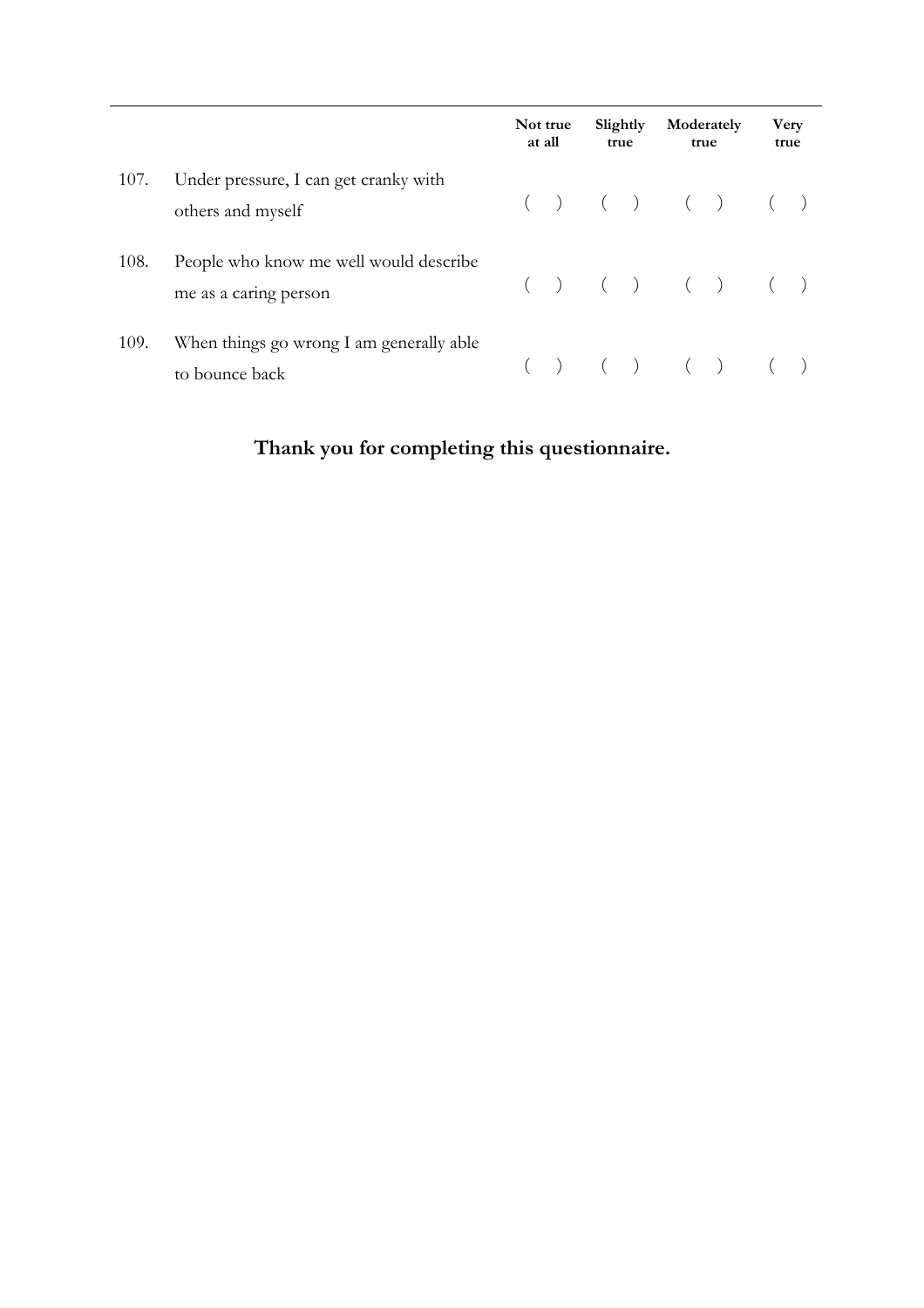| | | Not true at all | Slightly true | Moderately true | Very true |
|---|---|---|---|---|---|
| 107. | Under pressure, I can get cranky with others and myself | ( ) | ( ) | ( ) | ( ) |
| 108. | People who know me well would describe me as a caring person | ( ) | ( ) | ( ) | ( ) |
| 109. | When things go wrong I am generally able to bounce back | ( ) | ( ) | ( ) | ( ) |

**Thank you for completing this questionnaire.**